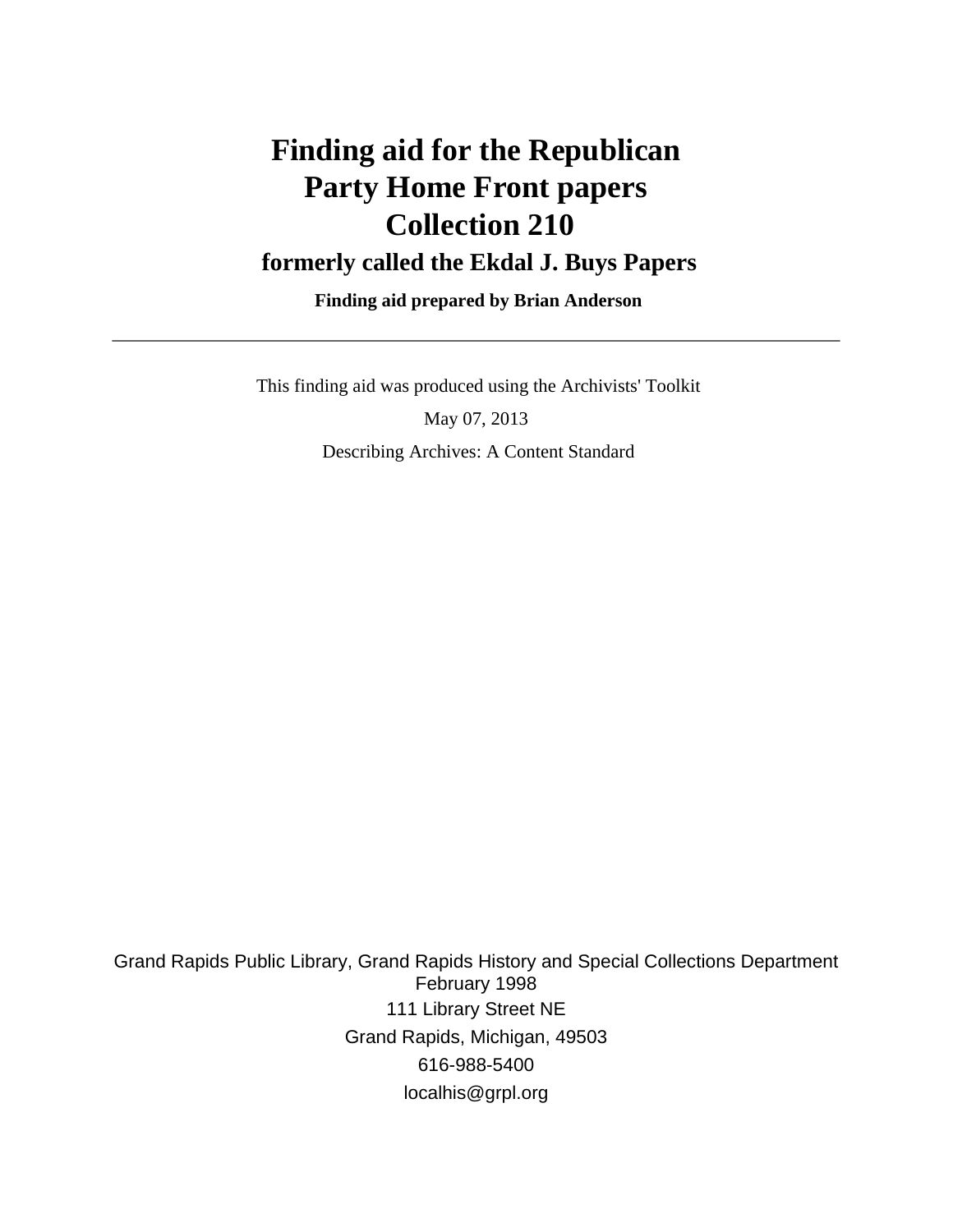# Finding aid for the Republican Party Home Front papers Collection 210

## formerly called the Ekdal J. Buys Papers

**Finding aid prepared by Brian Anderson**

---

This finding aid was produced using the Archivists' Toolkit

May 07, 2013

Describing Archives: A Content Standard

Grand Rapids Public Library, Grand Rapids History and Special Collections Department
February 1998

111 Library Street NE

Grand Rapids, Michigan, 49503

616-988-5400

localhis@grpl.org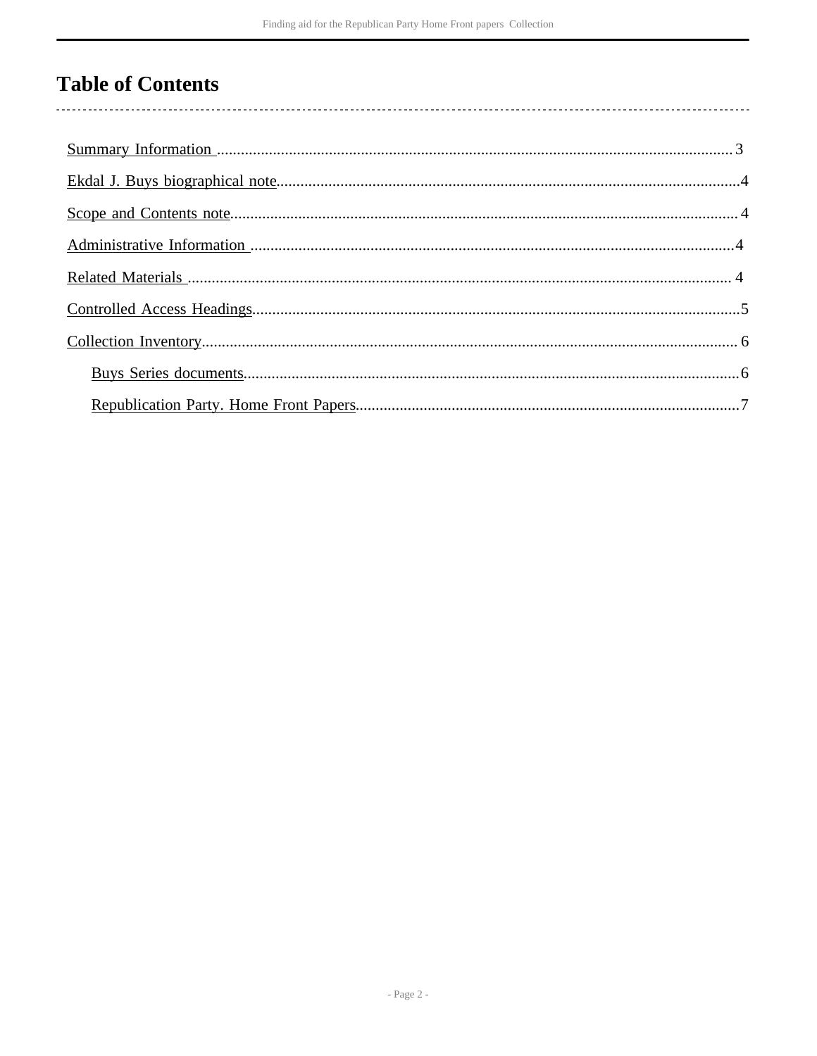# Table of Contents

- Summary Information ... 3
- Ekdal J. Buys biographical note ... 4
- Scope and Contents note ... 4
- Administrative Information ... 4
- Related Materials ... 4
- Controlled Access Headings ... 5
- Collection Inventory ... 6
  - Buys Series documents ... 6
  - Republication Party. Home Front Papers ... 7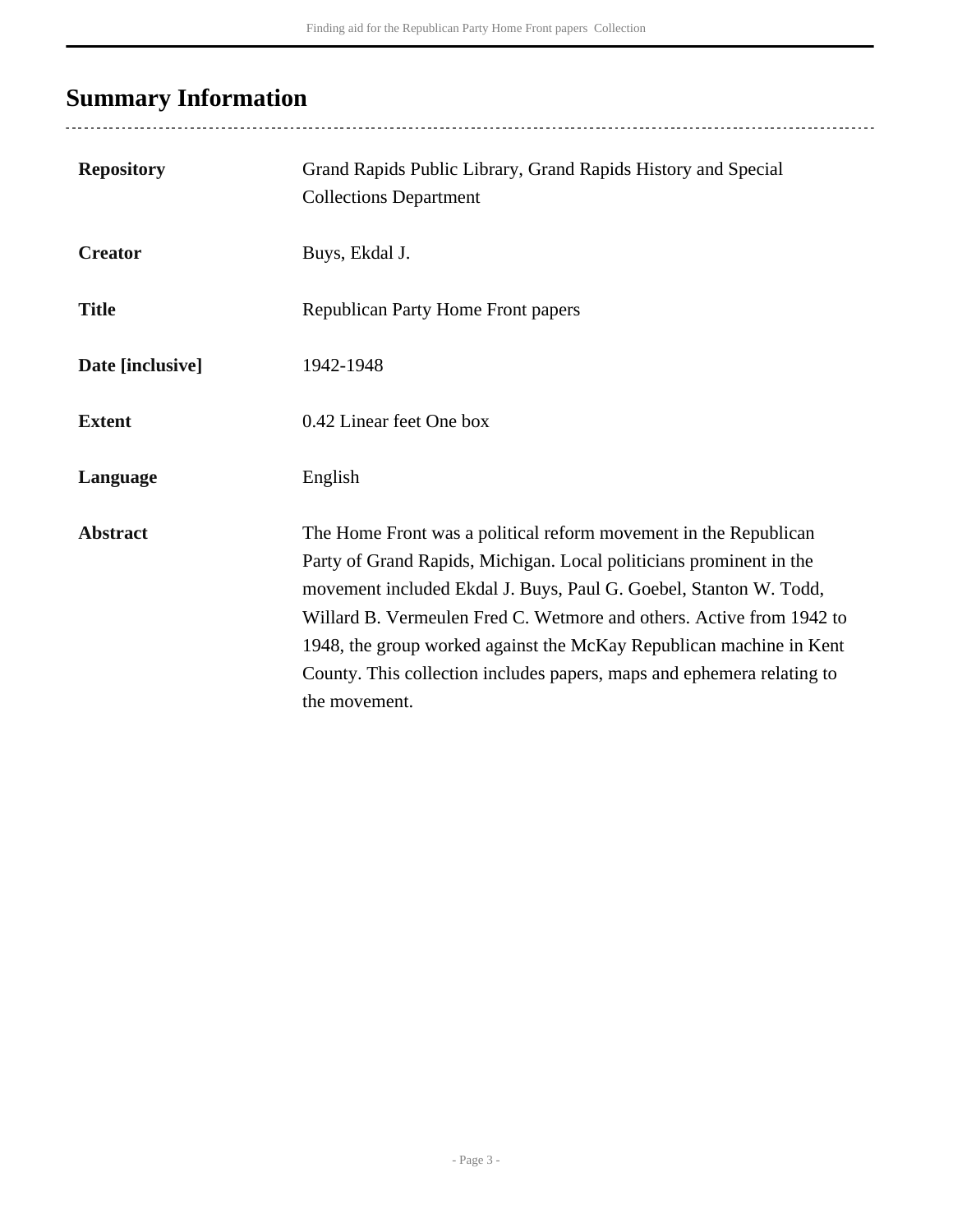## Summary Information

| | |
|---|---|
| **Repository** | Grand Rapids Public Library, Grand Rapids History and Special Collections Department |
| **Creator** | Buys, Ekdal J. |
| **Title** | Republican Party Home Front papers |
| **Date [inclusive]** | 1942-1948 |
| **Extent** | 0.42 Linear feet One box |
| **Language** | English |
| **Abstract** | The Home Front was a political reform movement in the Republican Party of Grand Rapids, Michigan. Local politicians prominent in the movement included Ekdal J. Buys, Paul G. Goebel, Stanton W. Todd, Willard B. Vermeulen Fred C. Wetmore and others. Active from 1942 to 1948, the group worked against the McKay Republican machine in Kent County. This collection includes papers, maps and ephemera relating to the movement. |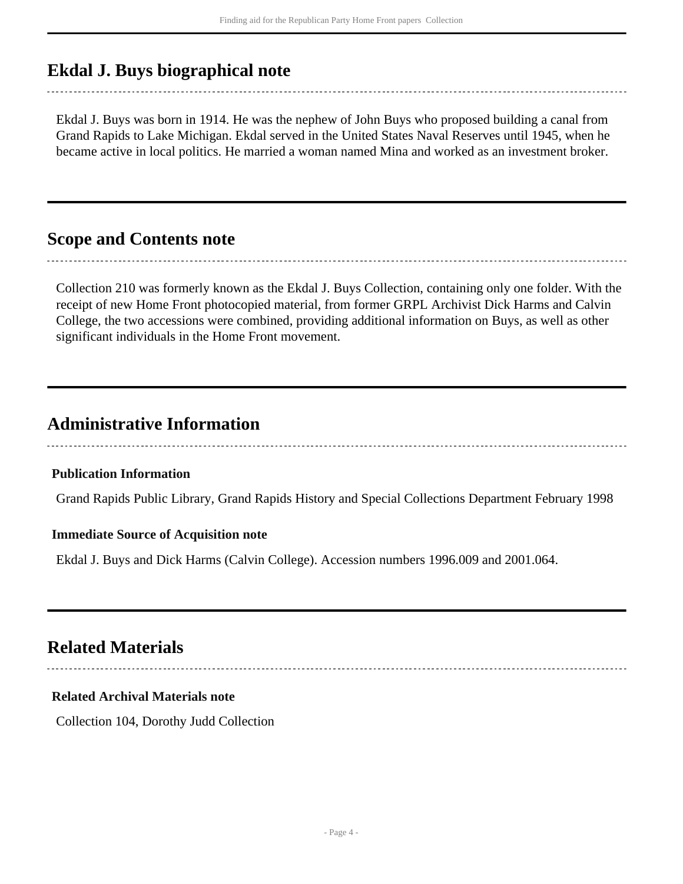## Ekdal J. Buys biographical note

Ekdal J. Buys was born in 1914. He was the nephew of John Buys who proposed building a canal from Grand Rapids to Lake Michigan. Ekdal served in the United States Naval Reserves until 1945, when he became active in local politics. He married a woman named Mina and worked as an investment broker.

## Scope and Contents note

Collection 210 was formerly known as the Ekdal J. Buys Collection, containing only one folder. With the receipt of new Home Front photocopied material, from former GRPL Archivist Dick Harms and Calvin College, the two accessions were combined, providing additional information on Buys, as well as other significant individuals in the Home Front movement.

## Administrative Information

### Publication Information

Grand Rapids Public Library, Grand Rapids History and Special Collections Department February 1998

### Immediate Source of Acquisition note

Ekdal J. Buys and Dick Harms (Calvin College). Accession numbers 1996.009 and 2001.064.

## Related Materials

### Related Archival Materials note

Collection 104, Dorothy Judd Collection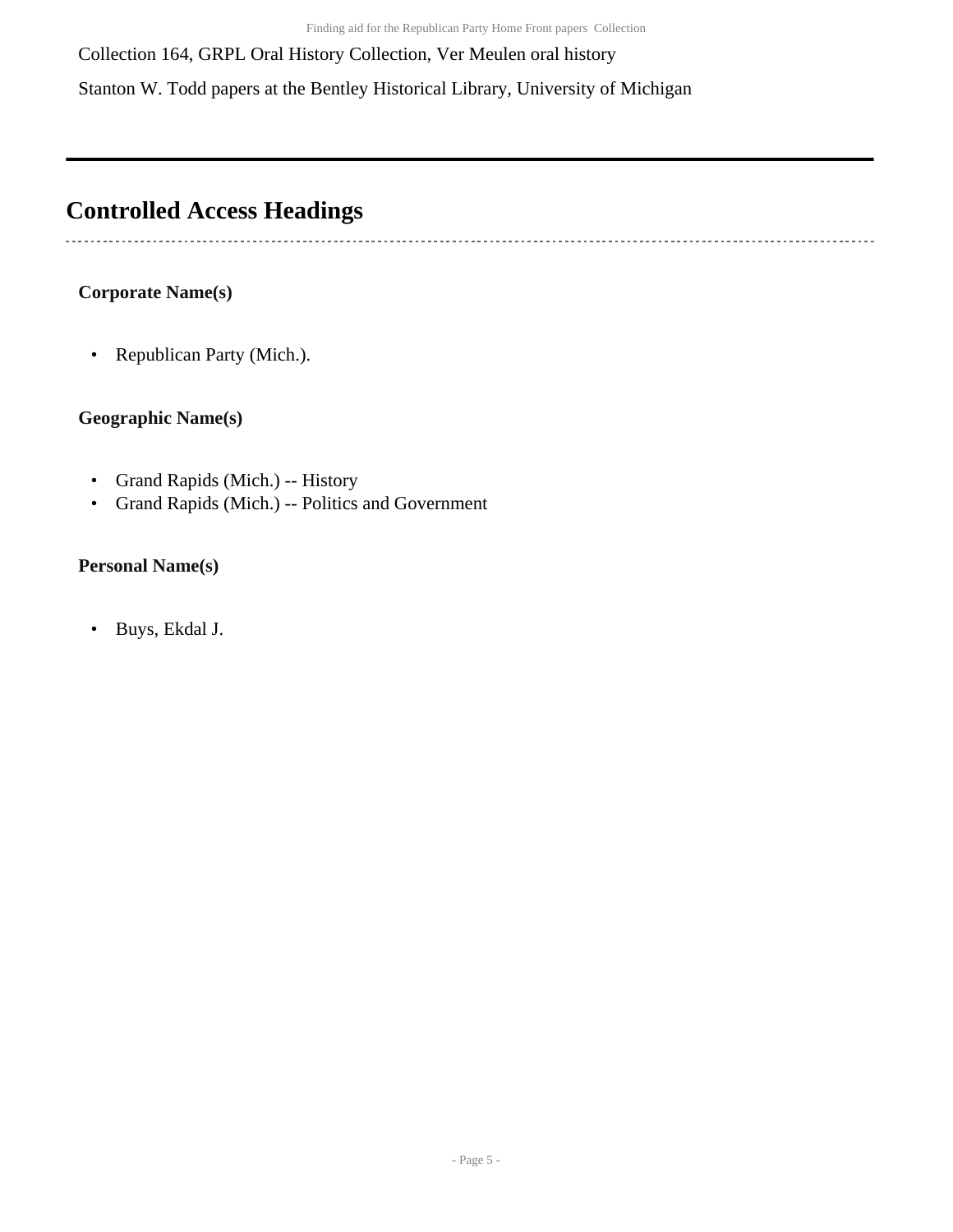Collection 164, GRPL Oral History Collection, Ver Meulen oral history

Stanton W. Todd papers at the Bentley Historical Library, University of Michigan

## Controlled Access Headings

**Corporate Name(s)**

- Republican Party (Mich.).

**Geographic Name(s)**

- Grand Rapids (Mich.) -- History
- Grand Rapids (Mich.) -- Politics and Government

**Personal Name(s)**

- Buys, Ekdal J.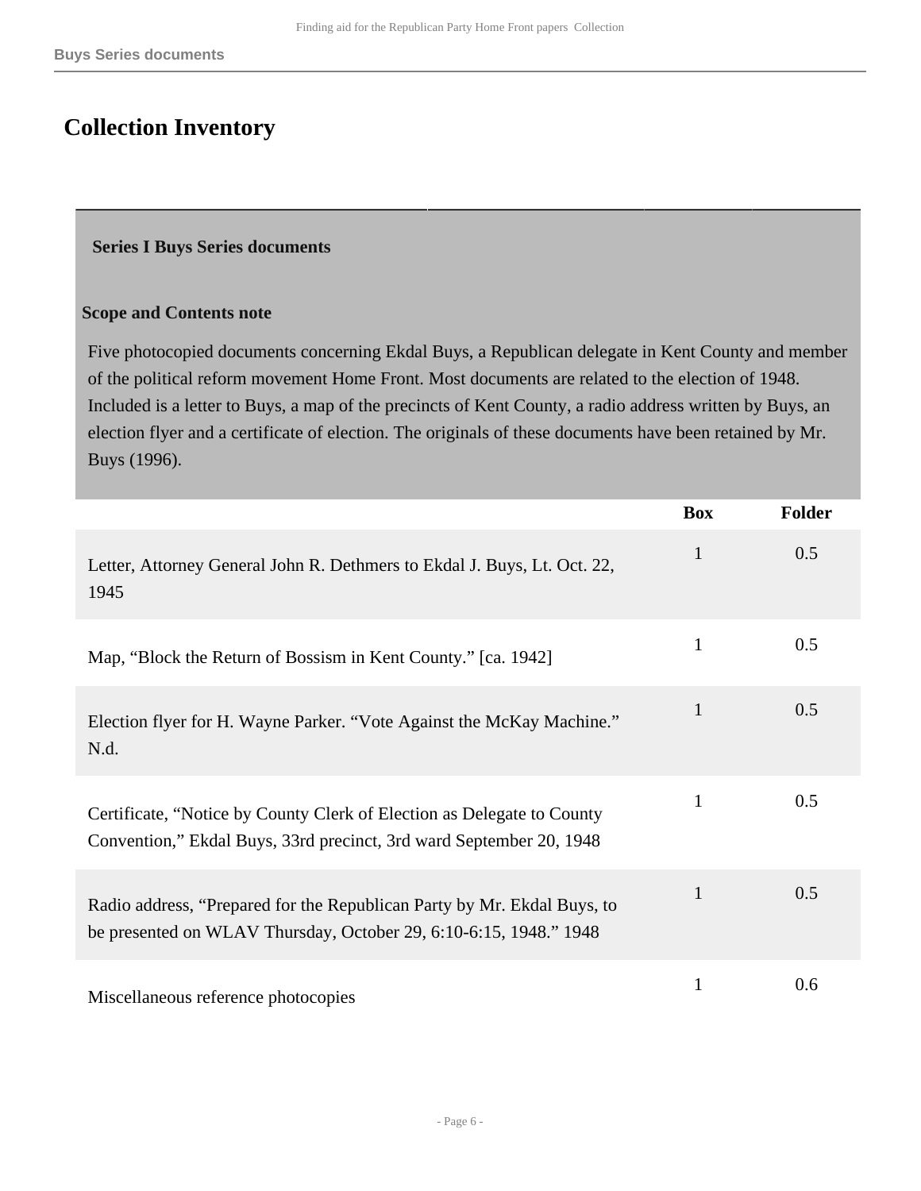## Collection Inventory

### Series I Buys Series documents

**Scope and Contents note**

Five photocopied documents concerning Ekdal Buys, a Republican delegate in Kent County and member of the political reform movement Home Front. Most documents are related to the election of 1948. Included is a letter to Buys, a map of the precincts of Kent County, a radio address written by Buys, an election flyer and a certificate of election. The originals of these documents have been retained by Mr. Buys (1996).

| | Box | Folder |
|---|---|---|
| Letter, Attorney General John R. Dethmers to Ekdal J. Buys, Lt. Oct. 22, 1945 | 1 | 0.5 |
| Map, “Block the Return of Bossism in Kent County.” [ca. 1942] | 1 | 0.5 |
| Election flyer for H. Wayne Parker. “Vote Against the McKay Machine.” N.d. | 1 | 0.5 |
| Certificate, “Notice by County Clerk of Election as Delegate to County Convention,” Ekdal Buys, 33rd precinct, 3rd ward September 20, 1948 | 1 | 0.5 |
| Radio address, “Prepared for the Republican Party by Mr. Ekdal Buys, to be presented on WLAV Thursday, October 29, 6:10-6:15, 1948.” 1948 | 1 | 0.5 |
| Miscellaneous reference photocopies | 1 | 0.6 |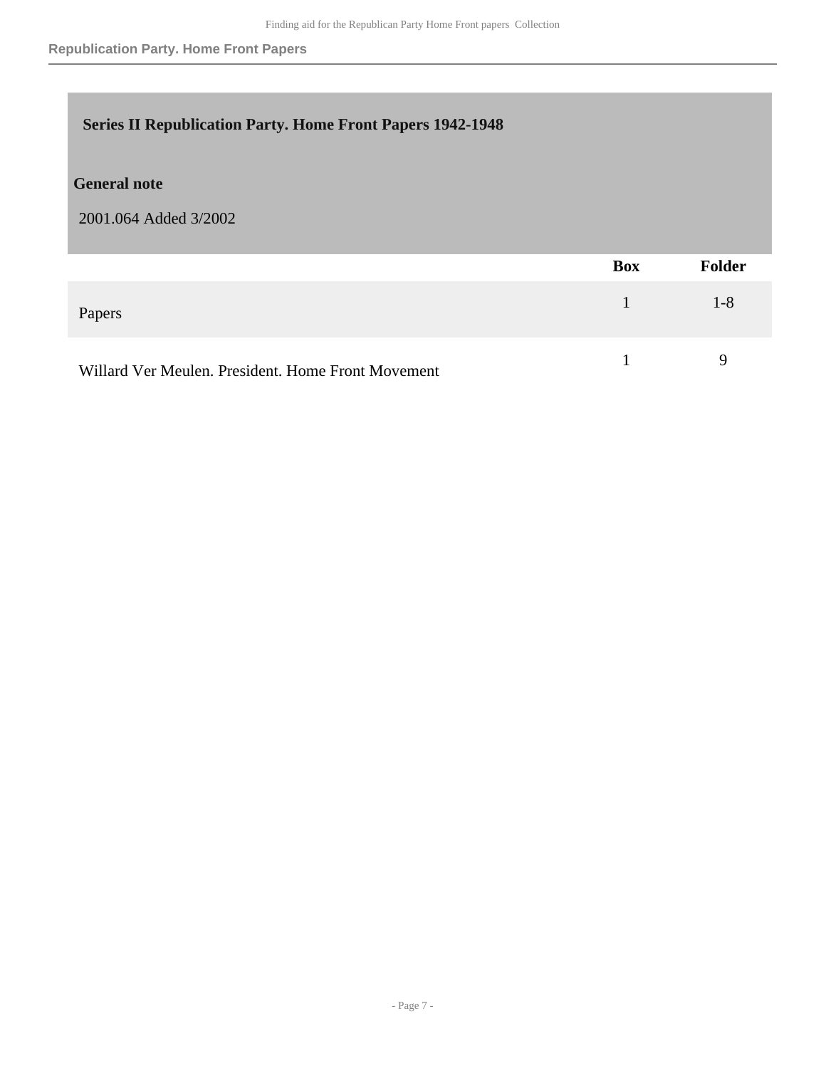## Series II Republication Party. Home Front Papers 1942-1948

**General note**

2001.064 Added 3/2002

| | Box | Folder |
|---|---|---|
| Papers | 1 | 1-8 |
| Willard Ver Meulen. President. Home Front Movement | 1 | 9 |